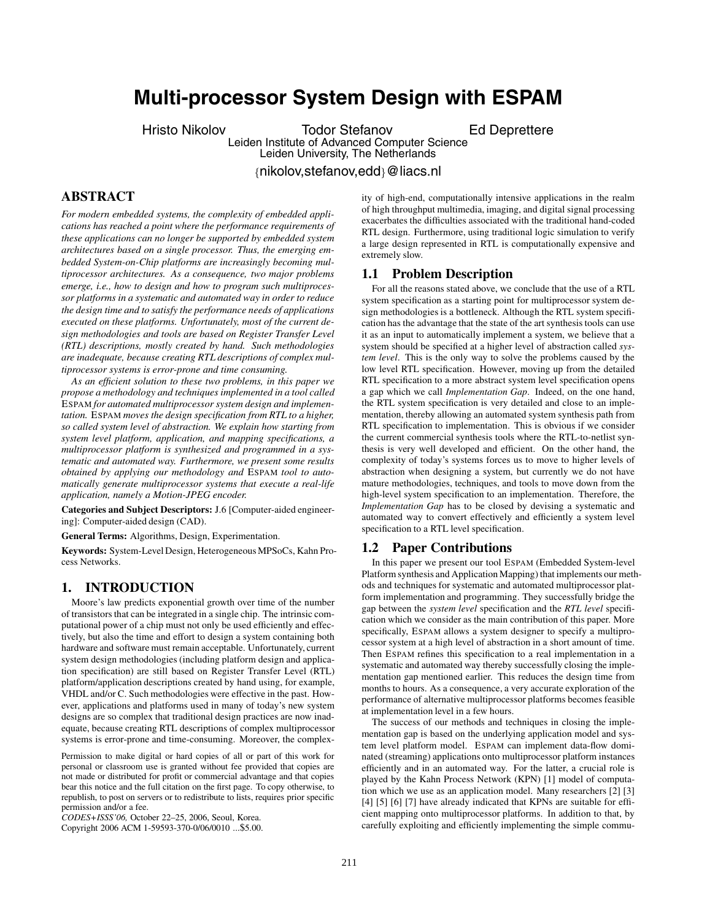# Multi-processor System Design with ESPAM

Hristo Nikolov  Todor Stefanov  Ed Deprettere

Leiden Institute of Advanced Computer Science
Leiden University, The Netherlands

{nikolov,stefanov,edd}@liacs.nl

## ABSTRACT

*For modern embedded systems, the complexity of embedded applications has reached a point where the performance requirements of these applications can no longer be supported by embedded system architectures based on a single processor. Thus, the emerging embedded System-on-Chip platforms are increasingly becoming multiprocessor architectures. As a consequence, two major problems emerge, i.e., how to design and how to program such multiprocessor platforms in a systematic and automated way in order to reduce the design time and to satisfy the performance needs of applications executed on these platforms. Unfortunately, most of the current design methodologies and tools are based on Register Transfer Level (RTL) descriptions, mostly created by hand. Such methodologies are inadequate, because creating RTL descriptions of complex multiprocessor systems is error-prone and time consuming.*

*As an efficient solution to these two problems, in this paper we propose a methodology and techniques implemented in a tool called* ESPAM *for automated multiprocessor system design and implementation.* ESPAM *moves the design specification from RTL to a higher, so called system level of abstraction. We explain how starting from system level platform, application, and mapping specifications, a multiprocessor platform is synthesized and programmed in a systematic and automated way. Furthermore, we present some results obtained by applying our methodology and* ESPAM *tool to automatically generate multiprocessor systems that execute a real-life application, namely a Motion-JPEG encoder.*

**Categories and Subject Descriptors:** J.6 [Computer-aided engineering]: Computer-aided design (CAD).

**General Terms:** Algorithms, Design, Experimentation.

**Keywords:** System-Level Design, Heterogeneous MPSoCs, Kahn Process Networks.

## 1. INTRODUCTION

Moore's law predicts exponential growth over time of the number of transistors that can be integrated in a single chip. The intrinsic computational power of a chip must not only be used efficiently and effectively, but also the time and effort to design a system containing both hardware and software must remain acceptable. Unfortunately, current system design methodologies (including platform design and application specification) are still based on Register Transfer Level (RTL) platform/application descriptions created by hand using, for example, VHDL and/or C. Such methodologies were effective in the past. However, applications and platforms used in many of today's new system designs are so complex that traditional design practices are now inadequate, because creating RTL descriptions of complex multiprocessor systems is error-prone and time-consuming. Moreover, the complexity of high-end, computationally intensive applications in the realm of high throughput multimedia, imaging, and digital signal processing exacerbates the difficulties associated with the traditional hand-coded RTL design. Furthermore, using traditional logic simulation to verify a large design represented in RTL is computationally expensive and extremely slow.

Permission to make digital or hard copies of all or part of this work for personal or classroom use is granted without fee provided that copies are not made or distributed for profit or commercial advantage and that copies bear this notice and the full citation on the first page. To copy otherwise, to republish, to post on servers or to redistribute to lists, requires prior specific permission and/or a fee.
*CODES+ISSS'06,* October 22–25, 2006, Seoul, Korea.
Copyright 2006 ACM 1-59593-370-0/06/0010 ...$5.00.

### 1.1 Problem Description

For all the reasons stated above, we conclude that the use of a RTL system specification as a starting point for multiprocessor system design methodologies is a bottleneck. Although the RTL system specification has the advantage that the state of the art synthesis tools can use it as an input to automatically implement a system, we believe that a system should be specified at a higher level of abstraction called *system level*. This is the only way to solve the problems caused by the low level RTL specification. However, moving up from the detailed RTL specification to a more abstract system level specification opens a gap which we call *Implementation Gap*. Indeed, on the one hand, the RTL system specification is very detailed and close to an implementation, thereby allowing an automated system synthesis path from RTL specification to implementation. This is obvious if we consider the current commercial synthesis tools where the RTL-to-netlist synthesis is very well developed and efficient. On the other hand, the complexity of today's systems forces us to move to higher levels of abstraction when designing a system, but currently we do not have mature methodologies, techniques, and tools to move down from the high-level system specification to an implementation. Therefore, the *Implementation Gap* has to be closed by devising a systematic and automated way to convert effectively and efficiently a system level specification to a RTL level specification.

### 1.2 Paper Contributions

In this paper we present our tool ESPAM (Embedded System-level Platform synthesis and Application Mapping) that implements our methods and techniques for systematic and automated multiprocessor platform implementation and programming. They successfully bridge the gap between the *system level* specification and the *RTL level* specification which we consider as the main contribution of this paper. More specifically, ESPAM allows a system designer to specify a multiprocessor system at a high level of abstraction in a short amount of time. Then ESPAM refines this specification to a real implementation in a systematic and automated way thereby successfully closing the implementation gap mentioned earlier. This reduces the design time from months to hours. As a consequence, a very accurate exploration of the performance of alternative multiprocessor platforms becomes feasible at implementation level in a few hours.

The success of our methods and techniques in closing the implementation gap is based on the underlying application model and system level platform model. ESPAM can implement data-flow dominated (streaming) applications onto multiprocessor platform instances efficiently and in an automated way. For the latter, a crucial role is played by the Kahn Process Network (KPN) [1] model of computation which we use as an application model. Many researchers [2] [3] [4] [5] [6] [7] have already indicated that KPNs are suitable for efficient mapping onto multiprocessor platforms. In addition to that, by carefully exploiting and efficiently implementing the simple commu-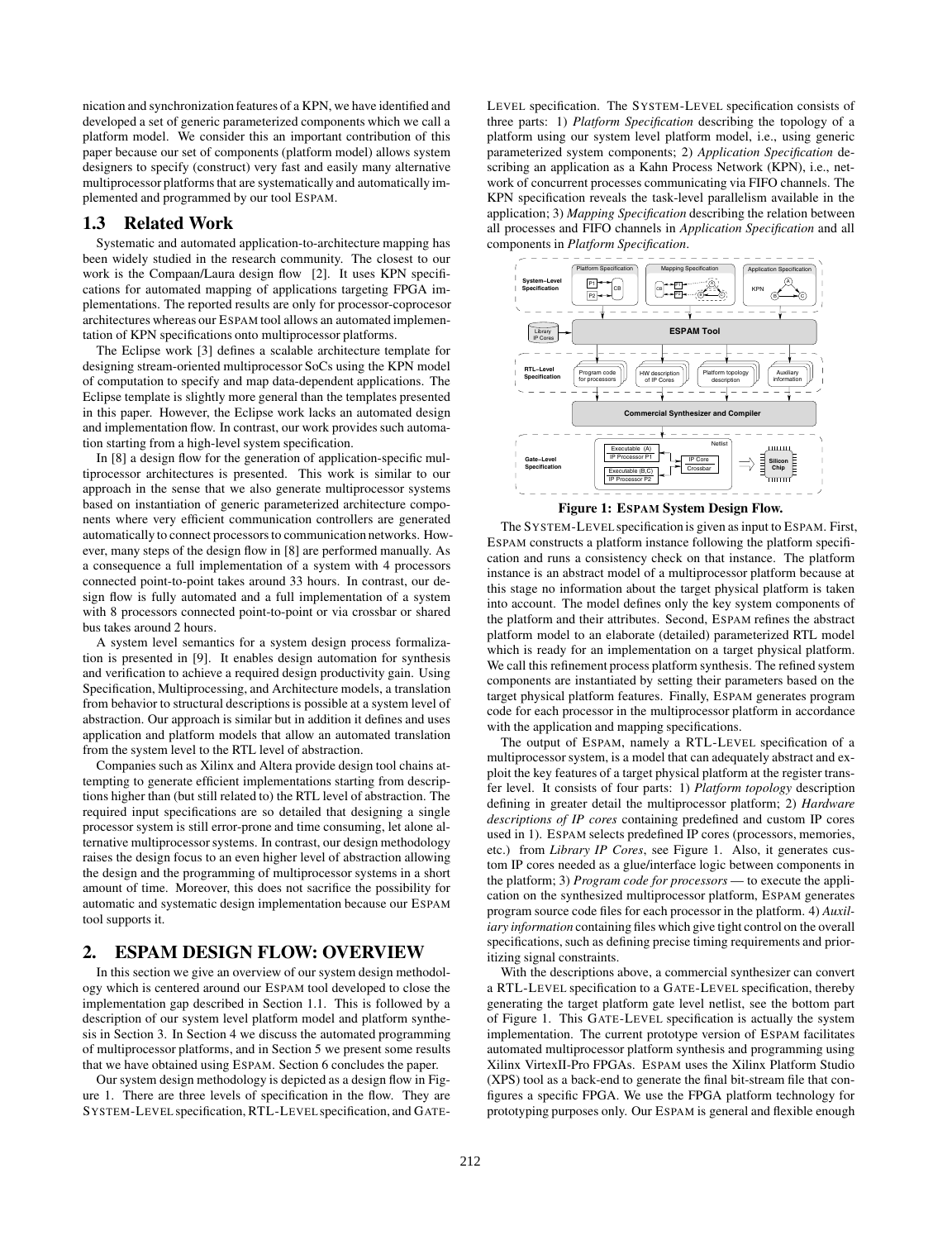nication and synchronization features of a KPN, we have identified and developed a set of generic parameterized components which we call a platform model. We consider this an important contribution of this paper because our set of components (platform model) allows system designers to specify (construct) very fast and easily many alternative multiprocessor platforms that are systematically and automatically implemented and programmed by our tool ESPAM.

## 1.3 Related Work

Systematic and automated application-to-architecture mapping has been widely studied in the research community. The closest to our work is the Compaan/Laura design flow [2]. It uses KPN specifications for automated mapping of applications targeting FPGA implementations. The reported results are only for processor-coprocesor architectures whereas our ESPAM tool allows an automated implementation of KPN specifications onto multiprocessor platforms.

The Eclipse work [3] defines a scalable architecture template for designing stream-oriented multiprocessor SoCs using the KPN model of computation to specify and map data-dependent applications. The Eclipse template is slightly more general than the templates presented in this paper. However, the Eclipse work lacks an automated design and implementation flow. In contrast, our work provides such automation starting from a high-level system specification.

In [8] a design flow for the generation of application-specific multiprocessor architectures is presented. This work is similar to our approach in the sense that we also generate multiprocessor systems based on instantiation of generic parameterized architecture components where very efficient communication controllers are generated automatically to connect processors to communication networks. However, many steps of the design flow in [8] are performed manually. As a consequence a full implementation of a system with 4 processors connected point-to-point takes around 33 hours. In contrast, our design flow is fully automated and a full implementation of a system with 8 processors connected point-to-point or via crossbar or shared bus takes around 2 hours.

A system level semantics for a system design process formalization is presented in [9]. It enables design automation for synthesis and verification to achieve a required design productivity gain. Using Specification, Multiprocessing, and Architecture models, a translation from behavior to structural descriptions is possible at a system level of abstraction. Our approach is similar but in addition it defines and uses application and platform models that allow an automated translation from the system level to the RTL level of abstraction.

Companies such as Xilinx and Altera provide design tool chains attempting to generate efficient implementations starting from descriptions higher than (but still related to) the RTL level of abstraction. The required input specifications are so detailed that designing a single processor system is still error-prone and time consuming, let alone alternative multiprocessor systems. In contrast, our design methodology raises the design focus to an even higher level of abstraction allowing the design and the programming of multiprocessor systems in a short amount of time. Moreover, this does not sacrifice the possibility for automatic and systematic design implementation because our ESPAM tool supports it.

# 2. ESPAM DESIGN FLOW: OVERVIEW

In this section we give an overview of our system design methodology which is centered around our ESPAM tool developed to close the implementation gap described in Section 1.1. This is followed by a description of our system level platform model and platform synthesis in Section 3. In Section 4 we discuss the automated programming of multiprocessor platforms, and in Section 5 we present some results that we have obtained using ESPAM. Section 6 concludes the paper.

Our system design methodology is depicted as a design flow in Figure 1. There are three levels of specification in the flow. They are SYSTEM-LEVEL specification, RTL-LEVEL specification, and GATE-LEVEL specification. The SYSTEM-LEVEL specification consists of three parts: 1) *Platform Specification* describing the topology of a platform using our system level platform model, i.e., using generic parameterized system components; 2) *Application Specification* describing an application as a Kahn Process Network (KPN), i.e., network of concurrent processes communicating via FIFO channels. The KPN specification reveals the task-level parallelism available in the application; 3) *Mapping Specification* describing the relation between all processes and FIFO channels in *Application Specification* and all components in *Platform Specification*.

**Figure 1: ESPAM System Design Flow.**

The SYSTEM-LEVEL specification is given as input to ESPAM. First, ESPAM constructs a platform instance following the platform specification and runs a consistency check on that instance. The platform instance is an abstract model of a multiprocessor platform because at this stage no information about the target physical platform is taken into account. The model defines only the key system components of the platform and their attributes. Second, ESPAM refines the abstract platform model to an elaborate (detailed) parameterized RTL model which is ready for an implementation on a target physical platform. We call this refinement process platform synthesis. The refined system components are instantiated by setting their parameters based on the target physical platform features. Finally, ESPAM generates program code for each processor in the multiprocessor platform in accordance with the application and mapping specifications.

The output of ESPAM, namely a RTL-LEVEL specification of a multiprocessor system, is a model that can adequately abstract and exploit the key features of a target physical platform at the register transfer level. It consists of four parts: 1) *Platform topology* description defining in greater detail the multiprocessor platform; 2) *Hardware descriptions of IP cores* containing predefined and custom IP cores used in 1). ESPAM selects predefined IP cores (processors, memories, etc.) from *Library IP Cores*, see Figure 1. Also, it generates custom IP cores needed as a glue/interface logic between components in the platform; 3) *Program code for processors* — to execute the application on the synthesized multiprocessor platform, ESPAM generates program source code files for each processor in the platform. 4) *Auxiliary information* containing files which give tight control on the overall specifications, such as defining precise timing requirements and prioritizing signal constraints.

With the descriptions above, a commercial synthesizer can convert a RTL-LEVEL specification to a GATE-LEVEL specification, thereby generating the target platform gate level netlist, see the bottom part of Figure 1. This GATE-LEVEL specification is actually the system implementation. The current prototype version of ESPAM facilitates automated multiprocessor platform synthesis and programming using Xilinx VirtexII-Pro FPGAs. ESPAM uses the Xilinx Platform Studio (XPS) tool as a back-end to generate the final bit-stream file that configures a specific FPGA. We use the FPGA platform technology for prototyping purposes only. Our ESPAM is general and flexible enough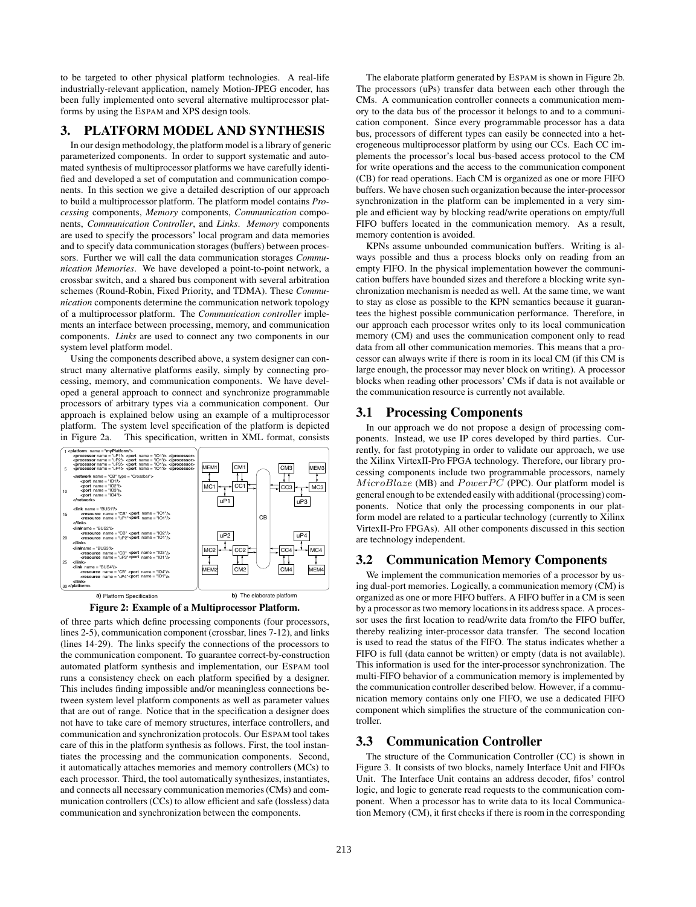to be targeted to other physical platform technologies. A real-life industrially-relevant application, namely Motion-JPEG encoder, has been fully implemented onto several alternative multiprocessor platforms by using the ESPAM and XPS design tools.

## 3. PLATFORM MODEL AND SYNTHESIS

In our design methodology, the platform model is a library of generic parameterized components. In order to support systematic and automated synthesis of multiprocessor platforms we have carefully identified and developed a set of computation and communication components. In this section we give a detailed description of our approach to build a multiprocessor platform. The platform model contains *Processing* components, *Memory* components, *Communication* components, *Communication Controller*, and *Links*. *Memory* components are used to specify the processors' local program and data memories and to specify data communication storages (buffers) between processors. Further we will call the data communication storages *Communication Memories*. We have developed a point-to-point network, a crossbar switch, and a shared bus component with several arbitration schemes (Round-Robin, Fixed Priority, and TDMA). These *Communication* components determine the communication network topology of a multiprocessor platform. The *Communication controller* implements an interface between processing, memory, and communication components. *Links* are used to connect any two components in our system level platform model.

Using the components described above, a system designer can construct many alternative platforms easily, simply by connecting processing, memory, and communication components. We have developed a general approach to connect and synchronize programmable processors of arbitrary types via a communication component. Our approach is explained below using an example of a multiprocessor platform. The system level specification of the platform is depicted in Figure 2a. This specification, written in XML format, consists

```
1  <platform name = "myPlatform">
     <processor name = "uP1"> <port name = "IO1"/> </processor>
     <processor name = "uP2"> <port name = "IO1"/> </processor>
     <processor name = "uP3"> <port name = "IO1"/> </processor>
5    <processor name = "uP4"> <port name = "IO1"/> </processor>

     <network name = "CB" type = "Crossbar">
        <port name = "IO1"/>
        <port name = "IO2"/>
10      <port name = "IO3"/>
        <port name = "IO4"/>
     </network>

     <link name = "BUS1">
15      <resource name = "CB" <port name = "IO1"/>
        <resource name = "uP1"<port name = "IO1"/>
     </link>
     <link name = "BUS2">
        <resource name = "CB" <port name = "IO2"/>
20      <resource name = "uP2"<port name = "IO1"/>
     </link>
     <linkname = "BUS3">
        <resource name = "CB" <port name = "IO3"/>
        <resource name = "uP3"<port name = "IO1"/>
25   </link>
     <link name = "BUS4">
        <resource name = "CB" <port name = "IO4"/>
        <resource name = "uP4"<port name = "IO1"/>
     </link>
30 </platform>
```

a) Platform Specification

MEM1 CM1 CM3 MEM3
MC1 CC1 CC3 MC3
uP1 uP3
CB
uP2 uP4
MC2 CC2 CC4 MC4
MEM2 CM2 CM4 MEM4

b) The elaborate platform

**Figure 2: Example of a Multiprocessor Platform.**

of three parts which define processing components (four processors, lines 2-5), communication component (crossbar, lines 7-12), and links (lines 14-29). The links specify the connections of the processors to the communication component. To guarantee correct-by-construction automated platform synthesis and implementation, our ESPAM tool runs a consistency check on each platform specified by a designer. This includes finding impossible and/or meaningless connections between system level platform components as well as parameter values that are out of range. Notice that in the specification a designer does not have to take care of memory structures, interface controllers, and communication and synchronization protocols. Our ESPAM tool takes care of this in the platform synthesis as follows. First, the tool instantiates the processing and the communication components. Second, it automatically attaches memories and memory controllers (MCs) to each processor. Third, the tool automatically synthesizes, instantiates, and connects all necessary communication memories (CMs) and communication controllers (CCs) to allow efficient and safe (lossless) data communication and synchronization between the components.

The elaborate platform generated by ESPAM is shown in Figure 2b. The processors (uPs) transfer data between each other through the CMs. A communication controller connects a communication memory to the data bus of the processor it belongs to and to a communication component. Since every programmable processor has a data bus, processors of different types can easily be connected into a heterogeneous multiprocessor platform by using our CCs. Each CC implements the processor's local bus-based access protocol to the CM for write operations and the access to the communication component (CB) for read operations. Each CM is organized as one or more FIFO buffers. We have chosen such organization because the inter-processor synchronization in the platform can be implemented in a very simple and efficient way by blocking read/write operations on empty/full FIFO buffers located in the communication memory. As a result, memory contention is avoided.

KPNs assume unbounded communication buffers. Writing is always possible and thus a process blocks only on reading from an empty FIFO. In the physical implementation however the communication buffers have bounded sizes and therefore a blocking write synchronization mechanism is needed as well. At the same time, we want to stay as close as possible to the KPN semantics because it guarantees the highest possible communication performance. Therefore, in our approach each processor writes only to its local communication memory (CM) and uses the communication component only to read data from all other communication memories. This means that a processor can always write if there is room in its local CM (if this CM is large enough, the processor may never block on writing). A processor blocks when reading other processors' CMs if data is not available or the communication resource is currently not available.

### 3.1 Processing Components

In our approach we do not propose a design of processing components. Instead, we use IP cores developed by third parties. Currently, for fast prototyping in order to validate our approach, we use the Xilinx VirtexII-Pro FPGA technology. Therefore, our library processing components include two programmable processors, namely $MicroBlaze$ (MB) and $PowerPC$ (PPC). Our platform model is general enough to be extended easily with additional (processing) components. Notice that only the processing components in our platform model are related to a particular technology (currently to Xilinx VirtexII-Pro FPGAs). All other components discussed in this section are technology independent.

### 3.2 Communication Memory Components

We implement the communication memories of a processor by using dual-port memories. Logically, a communication memory (CM) is organized as one or more FIFO buffers. A FIFO buffer in a CM is seen by a processor as two memory locations in its address space. A processor uses the first location to read/write data from/to the FIFO buffer, thereby realizing inter-processor data transfer. The second location is used to read the status of the FIFO. The status indicates whether a FIFO is full (data cannot be written) or empty (data is not available). This information is used for the inter-processor synchronization. The multi-FIFO behavior of a communication memory is implemented by the communication controller described below. However, if a communication memory contains only one FIFO, we use a dedicated FIFO component which simplifies the structure of the communication controller.

### 3.3 Communication Controller

The structure of the Communication Controller (CC) is shown in Figure 3. It consists of two blocks, namely Interface Unit and FIFOs Unit. The Interface Unit contains an address decoder, fifos' control logic, and logic to generate read requests to the communication component. When a processor has to write data to its local Communication Memory (CM), it first checks if there is room in the corresponding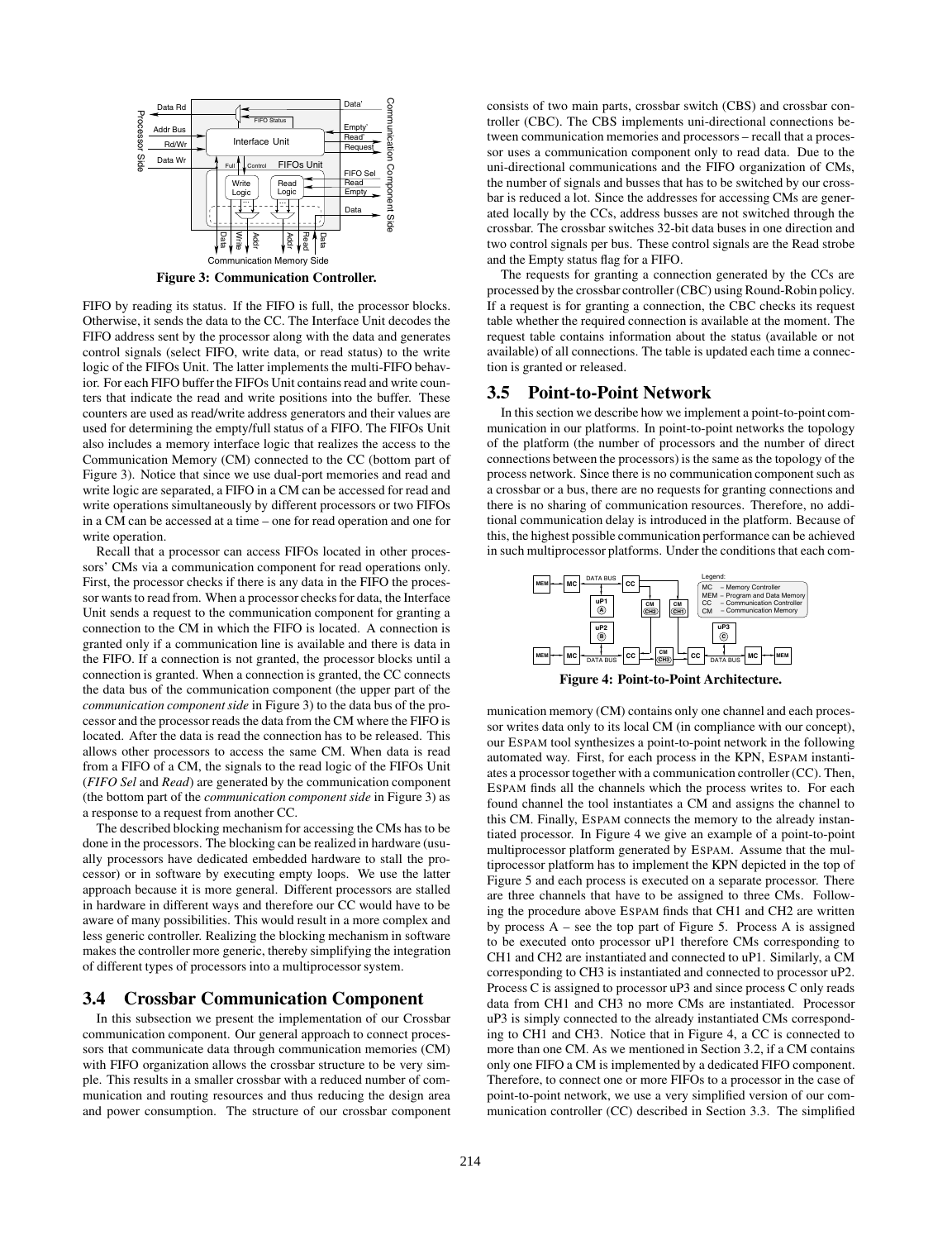Figure 3: Communication Controller.

FIFO by reading its status. If the FIFO is full, the processor blocks. Otherwise, it sends the data to the CC. The Interface Unit decodes the FIFO address sent by the processor along with the data and generates control signals (select FIFO, write data, or read status) to the write logic of the FIFOs Unit. The latter implements the multi-FIFO behavior. For each FIFO buffer the FIFOs Unit contains read and write counters that indicate the read and write positions into the buffer. These counters are used as read/write address generators and their values are used for determining the empty/full status of a FIFO. The FIFOs Unit also includes a memory interface logic that realizes the access to the Communication Memory (CM) connected to the CC (bottom part of Figure 3). Notice that since we use dual-port memories and read and write logic are separated, a FIFO in a CM can be accessed for read and write operations simultaneously by different processors or two FIFOs in a CM can be accessed at a time – one for read operation and one for write operation.

Recall that a processor can access FIFOs located in other processors' CMs via a communication component for read operations only. First, the processor checks if there is any data in the FIFO the processor wants to read from. When a processor checks for data, the Interface Unit sends a request to the communication component for granting a connection to the CM in which the FIFO is located. A connection is granted only if a communication line is available and there is data in the FIFO. If a connection is not granted, the processor blocks until a connection is granted. When a connection is granted, the CC connects the data bus of the communication component (the upper part of the *communication component side* in Figure 3) to the data bus of the processor and the processor reads the data from the CM where the FIFO is located. After the data is read the connection has to be released. This allows other processors to access the same CM. When data is read from a FIFO of a CM, the signals to the read logic of the FIFOs Unit (*FIFO Sel* and *Read*) are generated by the communication component (the bottom part of the *communication component side* in Figure 3) as a response to a request from another CC.

The described blocking mechanism for accessing the CMs has to be done in the processors. The blocking can be realized in hardware (usually processors have dedicated embedded hardware to stall the processor) or in software by executing empty loops. We use the latter approach because it is more general. Different processors are stalled in hardware in different ways and therefore our CC would have to be aware of many possibilities. This would result in a more complex and less generic controller. Realizing the blocking mechanism in software makes the controller more generic, thereby simplifying the integration of different types of processors into a multiprocessor system.

## 3.4 Crossbar Communication Component

In this subsection we present the implementation of our Crossbar communication component. Our general approach to connect processors that communicate data through communication memories (CM) with FIFO organization allows the crossbar structure to be very simple. This results in a smaller crossbar with a reduced number of communication and routing resources and thus reducing the design area and power consumption. The structure of our crossbar component consists of two main parts, crossbar switch (CBS) and crossbar controller (CBC). The CBS implements uni-directional connections between communication memories and processors – recall that a processor uses a communication component only to read data. Due to the uni-directional communications and the FIFO organization of CMs, the number of signals and busses that has to be switched by our crossbar is reduced a lot. Since the addresses for accessing CMs are generated locally by the CCs, address busses are not switched through the crossbar. The crossbar switches 32-bit data buses in one direction and two control signals per bus. These control signals are the Read strobe and the Empty status flag for a FIFO.

The requests for granting a connection generated by the CCs are processed by the crossbar controller (CBC) using Round-Robin policy. If a request is for granting a connection, the CBC checks its request table whether the required connection is available at the moment. The request table contains information about the status (available or not available) of all connections. The table is updated each time a connection is granted or released.

## 3.5 Point-to-Point Network

In this section we describe how we implement a point-to-point communication in our platforms. In point-to-point networks the topology of the platform (the number of processors and the number of direct connections between the processors) is the same as the topology of the process network. Since there is no communication component such as a crossbar or a bus, there are no requests for granting connections and there is no sharing of communication resources. Therefore, no additional communication delay is introduced in the platform. Because of this, the highest possible communication performance can be achieved in such multiprocessor platforms. Under the conditions that each communication memory (CM) contains only one channel and each processor writes data only to its local CM (in compliance with our concept), our ESPAM tool synthesizes a point-to-point network in the following automated way. First, for each process in the KPN, ESPAM instantiates a processor together with a communication controller (CC). Then, ESPAM finds all the channels which the process writes to. For each found channel the tool instantiates a CM and assigns the channel to this CM. Finally, ESPAM connects the memory to the already instantiated processor. In Figure 4 we give an example of a point-to-point multiprocessor platform generated by ESPAM. Assume that the multiprocessor platform has to implement the KPN depicted in the top of Figure 5 and each process is executed on a separate processor. There are three channels that have to be assigned to three CMs. Following the procedure above ESPAM finds that CH1 and CH2 are written by process A – see the top part of Figure 5. Process A is assigned to be executed onto processor uP1 therefore CMs corresponding to CH1 and CH2 are instantiated and connected to uP1. Similarly, a CM corresponding to CH3 is instantiated and connected to processor uP2. Process C is assigned to processor uP3 and since process C only reads data from CH1 and CH3 no more CMs are instantiated. Processor uP3 is simply connected to the already instantiated CMs corresponding to CH1 and CH3. Notice that in Figure 4, a CC is connected to more than one CM. As we mentioned in Section 3.2, if a CM contains only one FIFO a CM is implemented by a dedicated FIFO component. Therefore, to connect one or more FIFOs to a processor in the case of point-to-point network, we use a very simplified version of our communication controller (CC) described in Section 3.3. The simplified

Figure 4: Point-to-Point Architecture.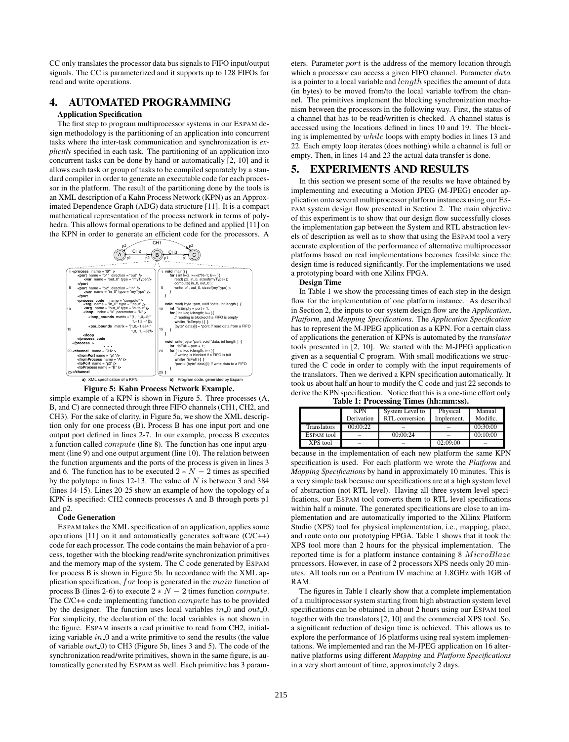CC only translates the processor data bus signals to FIFO input/output signals. The CC is parameterized and it supports up to 128 FIFOs for read and write operations.

## 4. AUTOMATED PROGRAMMING

### Application Specification

The first step to program multiprocessor systems in our ESPAM design methodology is the partitioning of an application into concurrent tasks where the inter-task communication and synchronization is *explicitly* specified in each task. The partitioning of an application into concurrent tasks can be done by hand or automatically [2, 10] and it allows each task or group of tasks to be compiled separately by a standard compiler in order to generate an executable code for each processor in the platform. The result of the partitioning done by the tools is an XML description of a Kahn Process Network (KPN) as an Approximated Dependence Graph (ADG) data structure [11]. It is a compact mathematical representation of the process network in terms of polyhedra. This allows formal operations to be defined and applied [11] on the KPN in order to generate an efficient code for the processors. A

a) XML specification of a KPN

```
1  <process   name = "B"  >
       <port  name = "p1"  direction = "out"  />
           <var   name = "out_0"  type = "myType" />
       </port
5      <port  name = "p2"  direction = "in"  />
           <var   name = "in_0"  type = "myType"  />
       </port
       <process_code     name = "compute"  >
           <arg   name = "in_0"  type = "input"  />
10         <arg   name = "out_0" type = "output" />
           <loop   index = "k"  parameter = "N"  >
               <loop_bounds  matrix = "[1,   1,0,-2;"
                                          1,-1,2,-1]"/>
               <par_bounds  matrix = "[1,0,-1,384;"
15                                        1,0,  1, -3]"/>
           </loop
       </process_code
   </process  >
           . . .
20 <channel   name = CH2 >
       <fromPort name = "p1"/>
       <fromProcess  name = "A" />
       <toPort name = "p2" />
       <toProcess name = "B" />
25 </channel
```

b) Program code, generated by Espam

```
1  void  main() {
       for  ( int k=2; k<=2*N-1; k++ ){
           read( p2, in_0, sizeof(myType) );
           compute( in_0, out_0 );
5          write( p1, out_0, sizeof(myType) );
       }
   }

   void  read( byte *port, void *data, int length )  {
10     int  *isEmpty = port + 1;
       for  ( int i=0; i<length; i++ ){
           // reading is blocked if a FIFO is empty
           while(  *isEmpty ){  }
           (byte* data)[i] = *port; // read data from a FIFO
15     }
   }

   void  write( byte *port, void *data, int length )  {
       int  *isFull = port + 1;
20     for  ( int i=0; i<length; i++ ){
           // writing is blocked if a FIFO is full
           while(  *isFull ) {  }
           *port = (byte* data)[i]; // write data to a FIFO
       }
25 }
```

**Figure 5: Kahn Process Network Example.**

simple example of a KPN is shown in Figure 5. Three processes (A, B, and C) are connected through three FIFO channels (CH1, CH2, and CH3). For the sake of clarity, in Figure 5a, we show the XML description only for one process (B). Process B has one input port and one output port defined in lines 2-7. In our example, process B executes a function called *compute* (line 8). The function has one input argument (line 9) and one output argument (line 10). The relation between the function arguments and the ports of the process is given in lines 3 and 6. The function has to be executed $2 * N - 2$ times as specified by the polytope in lines 12-13. The value of $N$ is between 3 and 384 (lines 14-15). Lines 20-25 show an example of how the topology of a KPN is specified: CH2 connects processes A and B through ports p1 and p2.

### Code Generation

ESPAM takes the XML specification of an application, applies some operations [11] on it and automatically generates software (C/C++) code for each processor. The code contains the main behavior of a process, together with the blocking read/write synchronization primitives and the memory map of the system. The C code generated by ESPAM for process B is shown in Figure 5b. In accordance with the XML application specification, *for* loop is generated in the *main* function of process B (lines 2-6) to execute $2 * N - 2$ times function *compute*. The C/C++ code implementing function *compute* has to be provided by the designer. The function uses local variables *in_0* and *out_0*. For simplicity, the declaration of the local variables is not shown in the figure. ESPAM inserts a read primitive to read from CH2, initializing variable *in_0* and a write primitive to send the results (the value of variable *out_0*) to CH3 (Figure 5b, lines 3 and 5). The code of the synchronization read/write primitives, shown in the same figure, is automatically generated by ESPAM as well. Each primitive has 3 parameters. Parameter *port* is the address of the memory location through which a processor can access a given FIFO channel. Parameter *data* is a pointer to a local variable and *length* specifies the amount of data (in bytes) to be moved from/to the local variable to/from the channel. The primitives implement the blocking synchronization mechanism between the processors in the following way. First, the status of a channel that has to be read/written is checked. A channel status is accessed using the locations defined in lines 10 and 19. The blocking is implemented by *while* loops with empty bodies in lines 13 and 22. Each empty loop iterates (does nothing) while a channel is full or empty. Then, in lines 14 and 23 the actual data transfer is done.

## 5. EXPERIMENTS AND RESULTS

In this section we present some of the results we have obtained by implementing and executing a Motion JPEG (M-JPEG) encoder application onto several multiprocessor platform instances using our ESPAM system design flow presented in Section 2. The main objective of this experiment is to show that our design flow successfully closes the implementation gap between the System and RTL abstraction levels of description as well as to show that using the ESPAM tool a very accurate exploration of the performance of alternative multiprocessor platforms based on real implementations becomes feasible since the design time is reduced significantly. For the implementations we used a prototyping board with one Xilinx FPGA.

### Design Time

In Table 1 we show the processing times of each step in the design flow for the implementation of one platform instance. As described in Section 2, the inputs to our system design flow are the *Application*, *Platform*, and *Mapping Specifications*. The *Application Specification* has to represent the M-JPEG application as a KPN. For a certain class of applications the generation of KPNs is automated by the *translator* tools presented in [2, 10]. We started with the M-JPEG application given as a sequential C program. With small modifications we structured the C code in order to comply with the input requirements of the translators. Then we derived a KPN specification automatically. It took us about half an hour to modify the C code and just 22 seconds to derive the KPN specification. Notice that this is a one-time effort only

**Table 1: Processing Times (hh:mm:ss).**

| | KPN Derivation | System Level to RTL conversion | Physical Implement. | Manual Modific. |
|---|---|---|---|---|
| Translators | 00:00:22 | – | – | 00:30:00 |
| ESPAM tool | – | 00:00:24 | – | 00:10:00 |
| XPS tool | – | – | 02:09:00 | – |

because in the implementation of each new platform the same KPN specification is used. For each platform we wrote the *Platform* and *Mapping Specifications* by hand in approximately 10 minutes. This is a very simple task because our specifications are at a high system level of abstraction (not RTL level). Having all three system level specifications, our ESPAM tool converts them to RTL level specifications within half a minute. The generated specifications are close to an implementation and are automatically imported to the Xilinx Platform Studio (XPS) tool for physical implementation, i.e., mapping, place, and route onto our prototyping FPGA. Table 1 shows that it took the XPS tool more than 2 hours for the physical implementation. The reported time is for a platform instance containing 8 *MicroBlaze* processors. However, in case of 2 processors XPS needs only 20 minutes. All tools run on a Pentium IV machine at 1.8GHz with 1GB of RAM.

The figures in Table 1 clearly show that a complete implementation of a multiprocessor system starting from high abstraction system level specifications can be obtained in about 2 hours using our ESPAM tool together with the translators [2, 10] and the commercial XPS tool. So, a significant reduction of design time is achieved. This allows us to explore the performance of 16 platforms using real system implementations. We implemented and ran the M-JPEG application on 16 alternative platforms using different *Mapping* and *Platform Specifications* in a very short amount of time, approximately 2 days.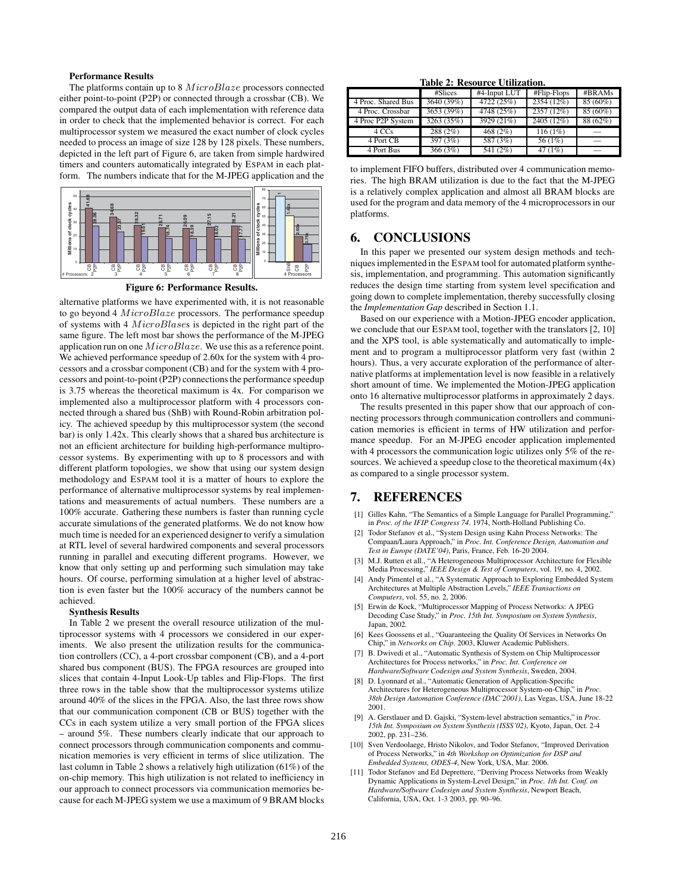**Performance Results**

The platforms contain up to 8 $MicroBlaze$ processors connected either point-to-point (P2P) or connected through a crossbar (CB). We compared the output data of each implementation with reference data in order to check that the implemented behavior is correct. For each multiprocessor system we measured the exact number of clock cycles needed to process an image of size 128 by 128 pixels. These numbers, depicted in the left part of Figure 6, are taken from simple hardwired timers and counters automatically integrated by ESPAM in each platform. The numbers indicate that for the M-JPEG application and the

Millions of clock cycles

41.68 28.06 34.68 23.57 28.32 19.61 26.71 18.74 26.09 18.39 27.15 18.02 28.21 17.77

CB P2P CB P2P CB P2P CB P2P CB P2P CB P2P CB P2P

# Processors: 2 3 4 5 6 7 8

Millions of clock cycles

1 1.42x 2.60x 3.75x

ShB CB P2P

4 Processors

**Figure 6: Performance Results.**

alternative platforms we have experimented with, it is not reasonable to go beyond 4 $MicroBlaze$ processors. The performance speedup of systems with 4 $MicroBlaze$s is depicted in the right part of the same figure. The left most bar shows the performance of the M-JPEG application run on one $MicroBlaze$. We use this as a reference point. We achieved performance speedup of 2.60x for the system with 4 processors and a crossbar component (CB) and for the system with 4 processors and point-to-point (P2P) connections the performance speedup is 3.75 whereas the theoretical maximum is 4x. For comparison we implemented also a multiprocessor platform with 4 processors connected through a shared bus (ShB) with Round-Robin arbitration policy. The achieved speedup by this multiprocessor system (the second bar) is only 1.42x. This clearly shows that a shared bus architecture is not an efficient architecture for building high-performance multiprocessor systems. By experimenting with up to 8 processors and with different platform topologies, we show that using our system design methodology and ESPAM tool it is a matter of hours to explore the performance of alternative multiprocessor systems by real implementations and measurements of actual numbers. These numbers are a 100% accurate. Gathering these numbers is faster than running cycle accurate simulations of the generated platforms. We do not know how much time is needed for an experienced designer to verify a simulation at RTL level of several hardwired components and several processors running in parallel and executing different programs. However, we know that only setting up and performing such simulation may take hours. Of course, performing simulation at a higher level of abstraction is even faster but the 100% accuracy of the numbers cannot be achieved.

**Synthesis Results**

In Table 2 we present the overall resource utilization of the multiprocessor systems with 4 processors we considered in our experiments. We also present the utilization results for the communication controllers (CC), a 4-port crossbar component (CB), and a 4-port shared bus component (BUS). The FPGA resources are grouped into slices that contain 4-Input Look-Up tables and Flip-Flops. The first three rows in the table show that the multiprocessor systems utilize around 40% of the slices in the FPGA. Also, the last three rows show that our communication component (CB or BUS) together with the CCs in each system utilize a very small portion of the FPGA slices – around 5%. These numbers clearly indicate that our approach to connect processors through communication components and communication memories is very efficient in terms of slice utilization. The last column in Table 2 shows a relatively high utilization (61%) of the on-chip memory. This high utilization is not related to inefficiency in our approach to connect processors via communication memories because for each M-JPEG system we use a maximum of 9 BRAM blocks

**Table 2: Resource Utilization.**

| | #Slices | #4-Input LUT | #Flip-Flops | #BRAMs |
|---|---|---|---|---|
| 4 Proc. Shared Bus | 3640 (39%) | 4722 (25%) | 2354 (12%) | 85 (60%) |
| 4 Proc. Crossbar | 3653 (39%) | 4748 (25%) | 2357 (12%) | 85 (60%) |
| 4 Proc P2P System | 3263 (35%) | 3929 (21%) | 2405 (12%) | 88 (62%) |
| 4 CCs | 288 (2%) | 468 (2%) | 116 (1%) | — |
| 4 Port CB | 397 (3%) | 587 (3%) | 56 (1%) | — |
| 4 Port Bus | 366 (3%) | 541 (2%) | 47 (1%) | — |

to implement FIFO buffers, distributed over 4 communication memories. The high BRAM utilization is due to the fact that the M-JPEG is a relatively complex application and almost all BRAM blocks are used for the program and data memory of the 4 microprocessors in our platforms.

# 6. CONCLUSIONS

In this paper we presented our system design methods and techniques implemented in the ESPAM tool for automated platform synthesis, implementation, and programming. This automation significantly reduces the design time starting from system level specification and going down to complete implementation, thereby successfully closing the *Implementation Gap* described in Section 1.1.

Based on our experience with a Motion-JPEG encoder application, we conclude that our ESPAM tool, together with the translators [2, 10] and the XPS tool, is able systematically and automatically to implement and to program a multiprocessor platform very fast (within 2 hours). Thus, a very accurate exploration of the performance of alternative platforms at implementation level is now feasible in a relatively short amount of time. We implemented the Motion-JPEG application onto 16 alternative multiprocessor platforms in approximately 2 days.

The results presented in this paper show that our approach of connecting processors through communication controllers and communication memories is efficient in terms of HW utilization and performance speedup. For an M-JPEG encoder application implemented with 4 processors the communication logic utilizes only 5% of the resources. We achieved a speedup close to the theoretical maximum (4x) as compared to a single processor system.

# 7. REFERENCES

[1] Gilles Kahn, "The Semantics of a Simple Language for Parallel Programming," in *Proc. of the IFIP Congress 74*. 1974, North-Holland Publishing Co.

[2] Todor Stefanov et al., "System Design using Kahn Process Networks: The Compaan/Laura Approach," in *Proc. Int. Conference Design, Automation and Test in Europe (DATE'04)*, Paris, France, Feb. 16-20 2004.

[3] M.J. Rutten et all., "A Heterogeneous Multiprocessor Architecture for Flexible Media Processing," *IEEE Design & Test of Computers*, vol. 19, no. 4, 2002.

[4] Andy Pimentel et al., "A Systematic Approach to Exploring Embedded System Architectures at Multiple Abstraction Levels," *IEEE Transactions on Computers*, vol. 55, no. 2, 2006.

[5] Erwin de Kock, "Multiprocessor Mapping of Process Networks: A JPEG Decoding Case Study," in *Proc. 15th Int. Symposium on System Synthesis*, Japan, 2002.

[6] Kees Goossens et al., "Guaranteeing the Quality Of Services in Networks On Chip," in *Networks on Chip*. 2003, Kluwer Academic Publishers.

[7] B. Dwivedi et al., "Automatic Synthesis of System on Chip Multiprocessor Architectures for Process networks," in *Proc. Int. Conference on Hardware/Software Codesign and System Synthesis*, Sweden, 2004.

[8] D. Lyonnard et al., "Automatic Generation of Application-Specific Architectures for Heterogeneous Multiprocessor System-on-Chip," in *Proc. 38th Design Automation Conference (DAC'2001)*, Las Vegas, USA, June 18-22 2001.

[9] A. Gerstlauer and D. Gajski, "System-level abstraction semantics," in *Proc. 15th Int. Symposium on System Synthesis (ISSS'02)*, Kyoto, Japan, Oct. 2-4 2002, pp. 231–236.

[10] Sven Verdoolaege, Hristo Nikolov, and Todor Stefanov, "Improved Derivation of Process Networks," in *4th Workshop on Optimization for DSP and Embedded Systems, ODES-4*, New York, USA, Mar. 2006.

[11] Todor Stefanov and Ed Deprettere, "Deriving Process Networks from Weakly Dynamic Applications in System-Level Design," in *Proc. 1th Int. Conf. on Hardware/Software Codesign and System Synthesis*, Newport Beach, California, USA, Oct. 1-3 2003, pp. 90–96.